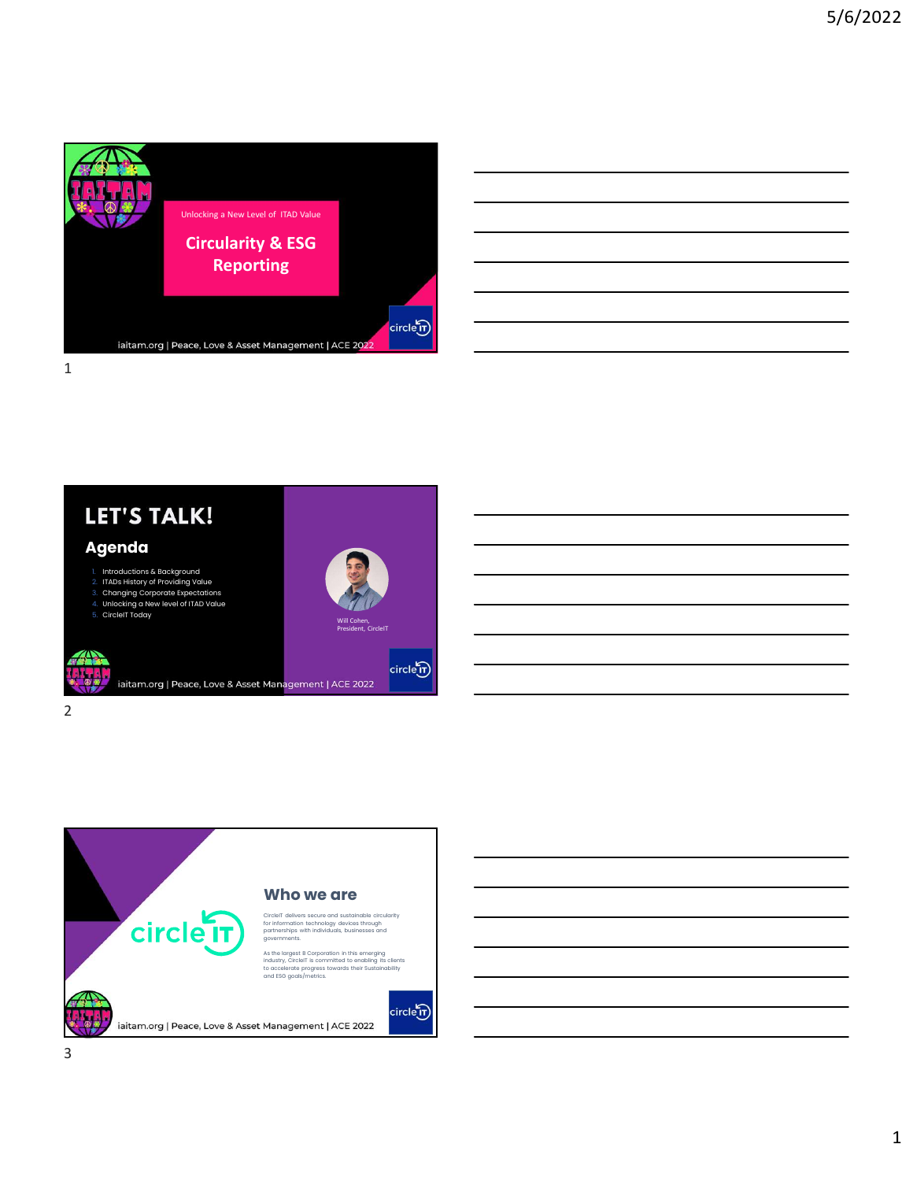Unlocking a New Level of ITAD Value

# Circularity & ESG Reporting

iaitam.org | Peace, Love & Asset Management | ACE 2022

# LET'S TALK!

## Agenda

1. Introductions & Background
2. ITADs History of Providing Value
3. Changing Corporate Expectations
4. Unlocking a New level of ITAD Value
5. CircleIT Today

Will Cohen,
President, CircleIT

iaitam.org | Peace, Love & Asset Management | ACE 2022

## Who we are

CircleIT delivers secure and sustainable circularity for information technology devices through partnerships with individuals, businesses and governments.

As the largest B Corporation in this emerging industry, CircleIT is committed to enabling its clients to accelerate progress towards their Sustainability and ESG goals/metrics.

iaitam.org | Peace, Love & Asset Management | ACE 2022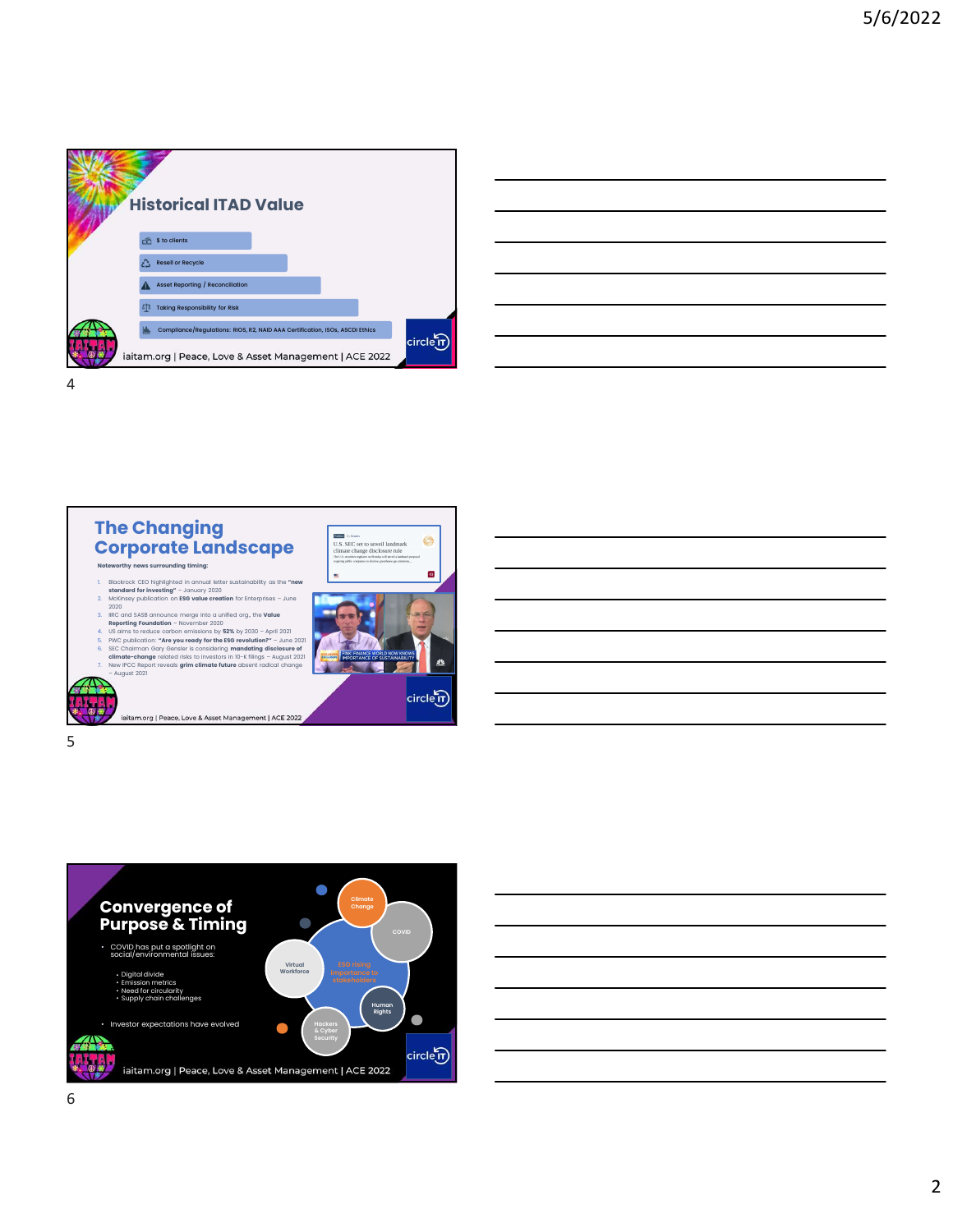## Historical ITAD Value

- $ to clients
- Resell or Recycle
- Asset Reporting / Reconciliation
- Taking Responsibility for Risk
- Compliance/Regulations: RIOS, R2, NAID AAA Certification, ISOs, ASCDI Ethics

iaitam.org | Peace, Love & Asset Management | ACE 2022

## The Changing Corporate Landscape

**Noteworthy news surrounding timing:**

1. Blackrock CEO highlighted in annual letter sustainability as the **"new standard for investing"** – January 2020
2. McKinsey publication on **ESG value creation** for Enterprises – June 2020
3. IIRC and SASB announce merge into a unified org, the **Value Reporting Foundation** – November 2020
4. US aims to reduce carbon emissions by **52%** by 2030 – April 2021
5. PWC publication: **"Are you ready for the ESG revolution?"** – June 2021
6. SEC Chairman Gary Gensler is considering **mandating disclosure of climate-change** related risks to investors in 10-K filings – August 2021
7. New IPCC Report reveals **grim climate future** absent radical change – August 2021

U.S. SEC set to unveil landmark climate change disclosure rule

iaitam.org | Peace, Love & Asset Management | ACE 2022

## Convergence of Purpose & Timing

- COVID has put a spotlight on social/environmental issues:
  - Digital divide
  - Emission metrics
  - Need for circularity
  - Supply chain challenges
- Investor expectations have evolved

Climate Change | COVID | ESG rising importance to stakeholders | Virtual Workforce | Human Rights | Hackers & Cyber Security

iaitam.org | Peace, Love & Asset Management | ACE 2022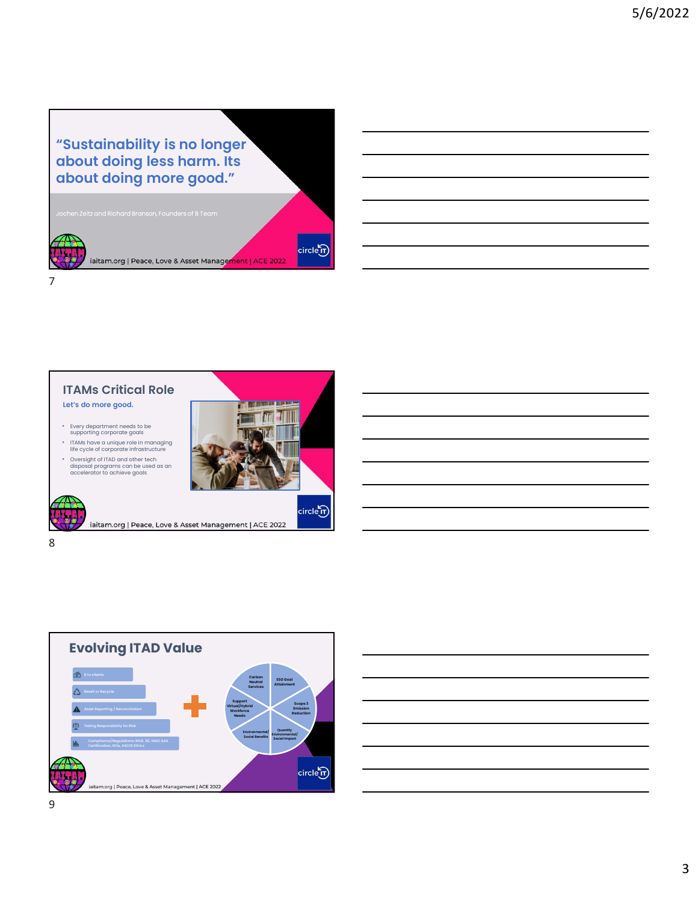"Sustainability is no longer about doing less harm. Its about doing more good."

Jochen Zeitz and Richard Branson, Founders of B Team

iaitam.org | Peace, Love & Asset Management | ACE 2022

circle IT

## ITAMs Critical Role

**Let's do more good.**

- Every department needs to be supporting corporate goals
- ITAMs have a unique role in managing life cycle of corporate infrastructure
- Oversight of ITAD and other tech disposal programs can be used as an accelerator to achieve goals

iaitam.org | Peace, Love & Asset Management | ACE 2022

circle IT

## Evolving ITAD Value

- $ to clients
- Resell or Recycle
- Asset Reporting / Reconciliation
- Taking Responsibility for Risk
- Compliance/Regulations: RIOS, R2, NAID AAA Certification, ISOs, ASCDI Ethics

+

- Carbon Neutral Services
- ESG Goal Attainment
- Scope 3 Emission Reduction
- Quantify Environmental/ Social Impact
- Environmental/ Social Benefits
- Support Virtual/Hybrid Workforce Needs

iaitam.org | Peace, Love & Asset Management | ACE 2022

circle IT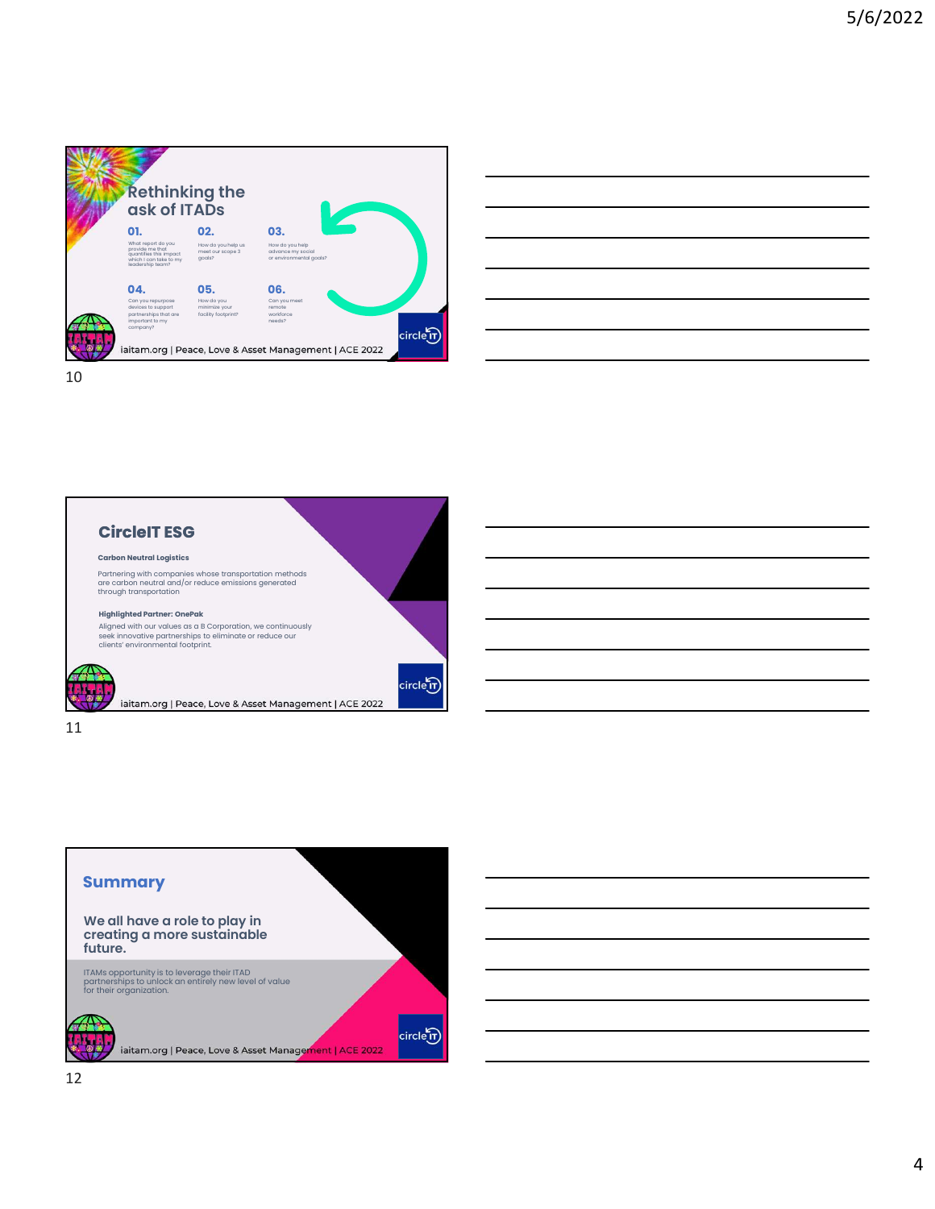## Rethinking the ask of ITADs

**01.** What report do you provide me that quantifies this impact which I can take to my leadership team?

**02.** How do you help us meet our scope 3 goals?

**03.** How do you help advance my social or environmental goals?

**04.** Can you repurpose devices to support partnerships that are important to my company?

**05.** How do you minimize your facility footprint?

**06.** Can you meet remote workforce needs?

iaitam.org | Peace, Love & Asset Management | ACE 2022

## CircleIT ESG

**Carbon Neutral Logistics**

Partnering with companies whose transportation methods are carbon neutral and/or reduce emissions generated through transportation

**Highlighted Partner: OnePak**

Aligned with our values as a B Corporation, we continuously seek innovative partnerships to eliminate or reduce our clients' environmental footprint.

iaitam.org | Peace, Love & Asset Management | ACE 2022

## Summary

**We all have a role to play in creating a more sustainable future.**

ITAMs opportunity is to leverage their ITAD partnerships to unlock an entirely new level of value for their organization.

iaitam.org | Peace, Love & Asset Management | ACE 2022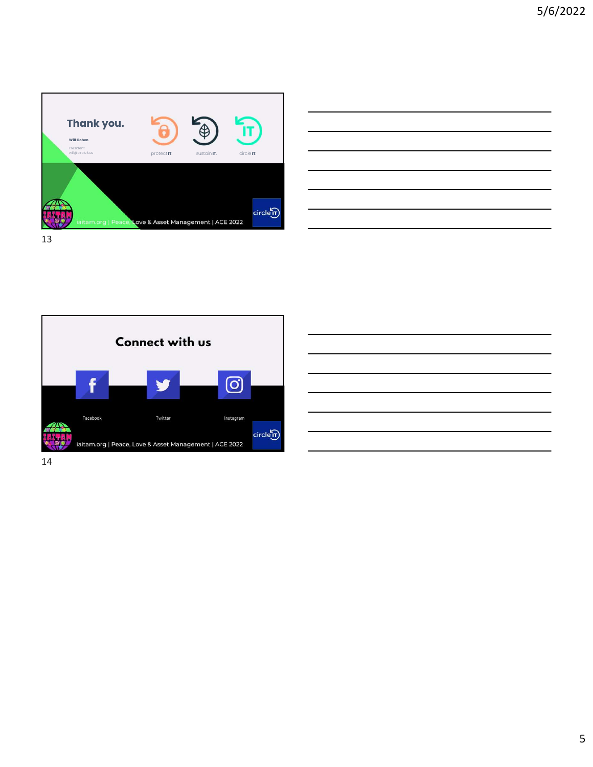Thank you.

Will Cohen

President
will@circleit.us

protect IT.

sustain IT.

circle IT.

iaitam.org | Peace, Love & Asset Management | ACE 2022

circle IT

13

Connect with us

Facebook

Twitter

Instagram

iaitam.org | Peace, Love & Asset Management | ACE 2022

circle IT

14